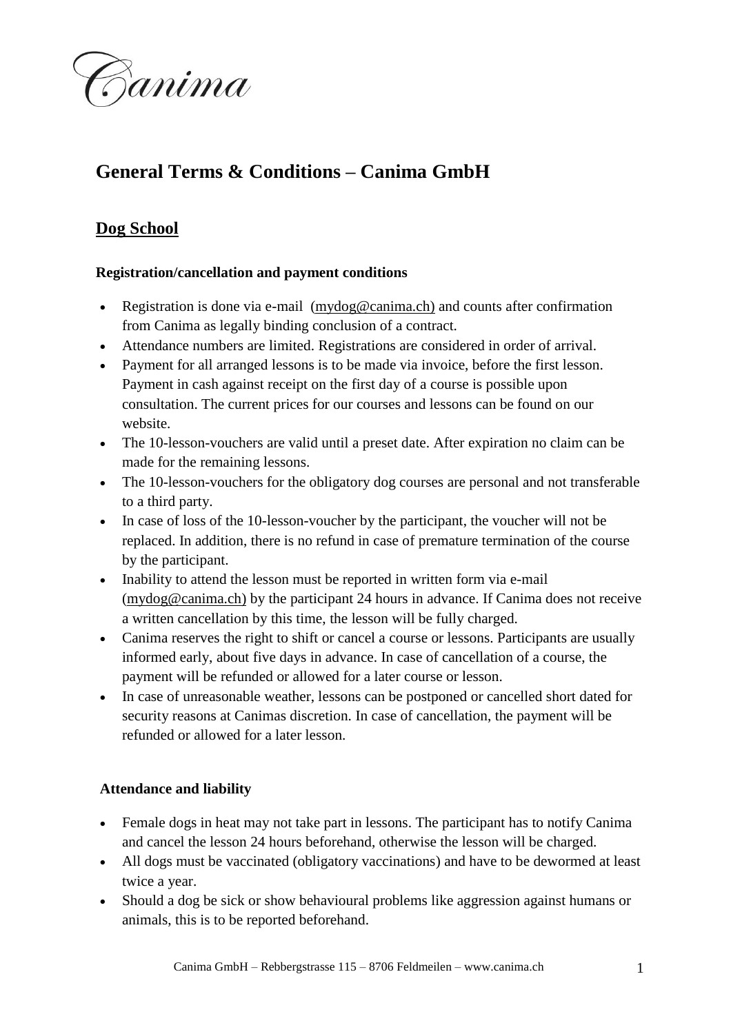Canima

# General Terms & Conditions – Canima GmbH

## Dog School

### Registration/cancellation and payment conditions

- Registration is done via e-mail (mydog@canima.ch) and counts after confirmation from Canima as legally binding conclusion of a contract.
- Attendance numbers are limited. Registrations are considered in order of arrival.
- Payment for all arranged lessons is to be made via invoice, before the first lesson. Payment in cash against receipt on the first day of a course is possible upon consultation. The current prices for our courses and lessons can be found on our website.
- The 10-lesson-vouchers are valid until a preset date. After expiration no claim can be made for the remaining lessons.
- The 10-lesson-vouchers for the obligatory dog courses are personal and not transferable to a third party.
- In case of loss of the 10-lesson-voucher by the participant, the voucher will not be replaced. In addition, there is no refund in case of premature termination of the course by the participant.
- Inability to attend the lesson must be reported in written form via e-mail (mydog@canima.ch) by the participant 24 hours in advance. If Canima does not receive a written cancellation by this time, the lesson will be fully charged.
- Canima reserves the right to shift or cancel a course or lessons. Participants are usually informed early, about five days in advance. In case of cancellation of a course, the payment will be refunded or allowed for a later course or lesson.
- In case of unreasonable weather, lessons can be postponed or cancelled short dated for security reasons at Canimas discretion. In case of cancellation, the payment will be refunded or allowed for a later lesson.

### Attendance and liability

- Female dogs in heat may not take part in lessons. The participant has to notify Canima and cancel the lesson 24 hours beforehand, otherwise the lesson will be charged.
- All dogs must be vaccinated (obligatory vaccinations) and have to be dewormed at least twice a year.
- Should a dog be sick or show behavioural problems like aggression against humans or animals, this is to be reported beforehand.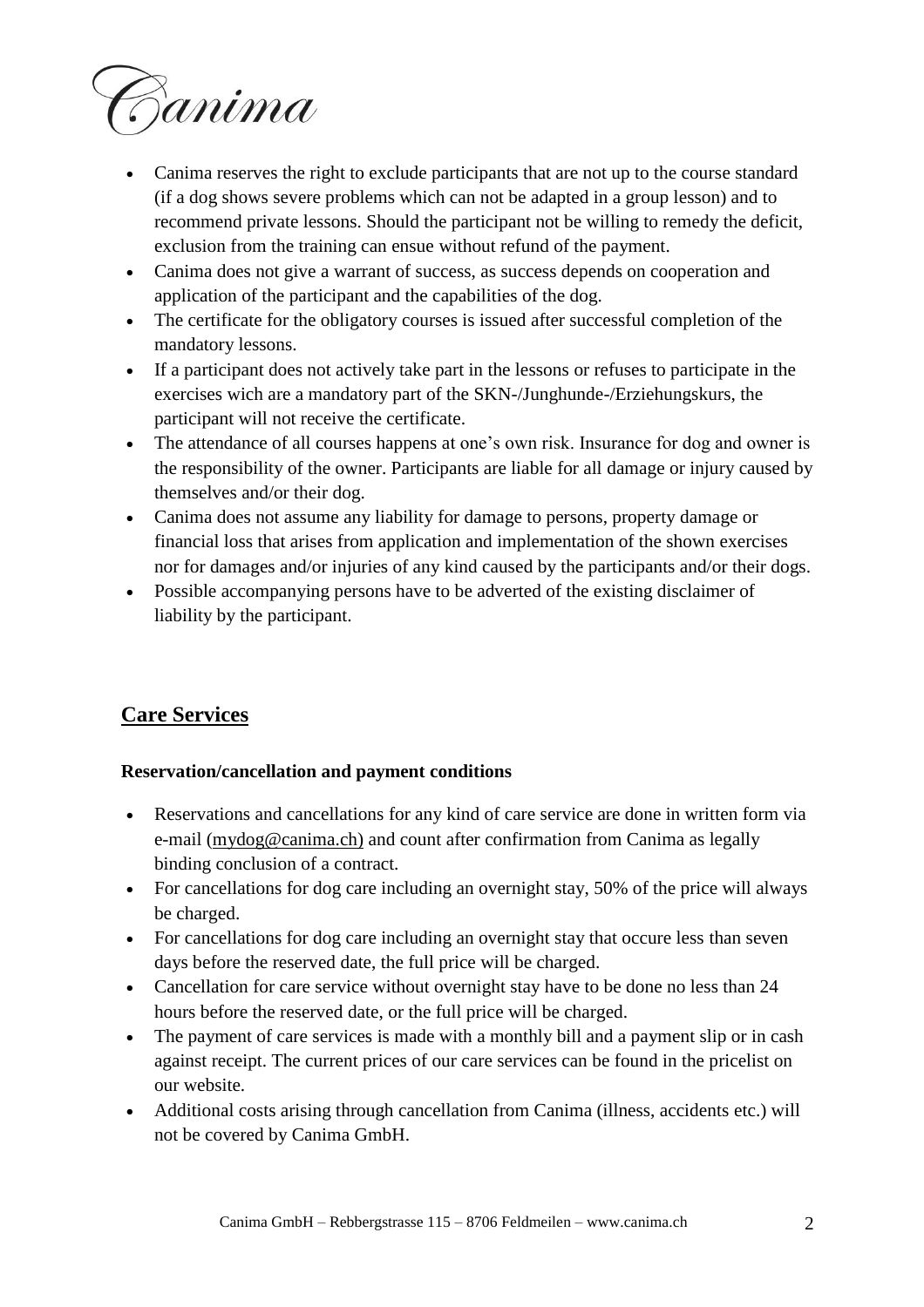- Canima reserves the right to exclude participants that are not up to the course standard (if a dog shows severe problems which can not be adapted in a group lesson) and to recommend private lessons. Should the participant not be willing to remedy the deficit, exclusion from the training can ensue without refund of the payment.
- Canima does not give a warrant of success, as success depends on cooperation and application of the participant and the capabilities of the dog.
- The certificate for the obligatory courses is issued after successful completion of the mandatory lessons.
- If a participant does not actively take part in the lessons or refuses to participate in the exercises wich are a mandatory part of the SKN-/Junghunde-/Erziehungskurs, the participant will not receive the certificate.
- The attendance of all courses happens at one's own risk. Insurance for dog and owner is the responsibility of the owner. Participants are liable for all damage or injury caused by themselves and/or their dog.
- Canima does not assume any liability for damage to persons, property damage or financial loss that arises from application and implementation of the shown exercises nor for damages and/or injuries of any kind caused by the participants and/or their dogs.
- Possible accompanying persons have to be adverted of the existing disclaimer of liability by the participant.

## Care Services

**Reservation/cancellation and payment conditions**

- Reservations and cancellations for any kind of care service are done in written form via e-mail (mydog@canima.ch) and count after confirmation from Canima as legally binding conclusion of a contract.
- For cancellations for dog care including an overnight stay, 50% of the price will always be charged.
- For cancellations for dog care including an overnight stay that occure less than seven days before the reserved date, the full price will be charged.
- Cancellation for care service without overnight stay have to be done no less than 24 hours before the reserved date, or the full price will be charged.
- The payment of care services is made with a monthly bill and a payment slip or in cash against receipt. The current prices of our care services can be found in the pricelist on our website.
- Additional costs arising through cancellation from Canima (illness, accidents etc.) will not be covered by Canima GmbH.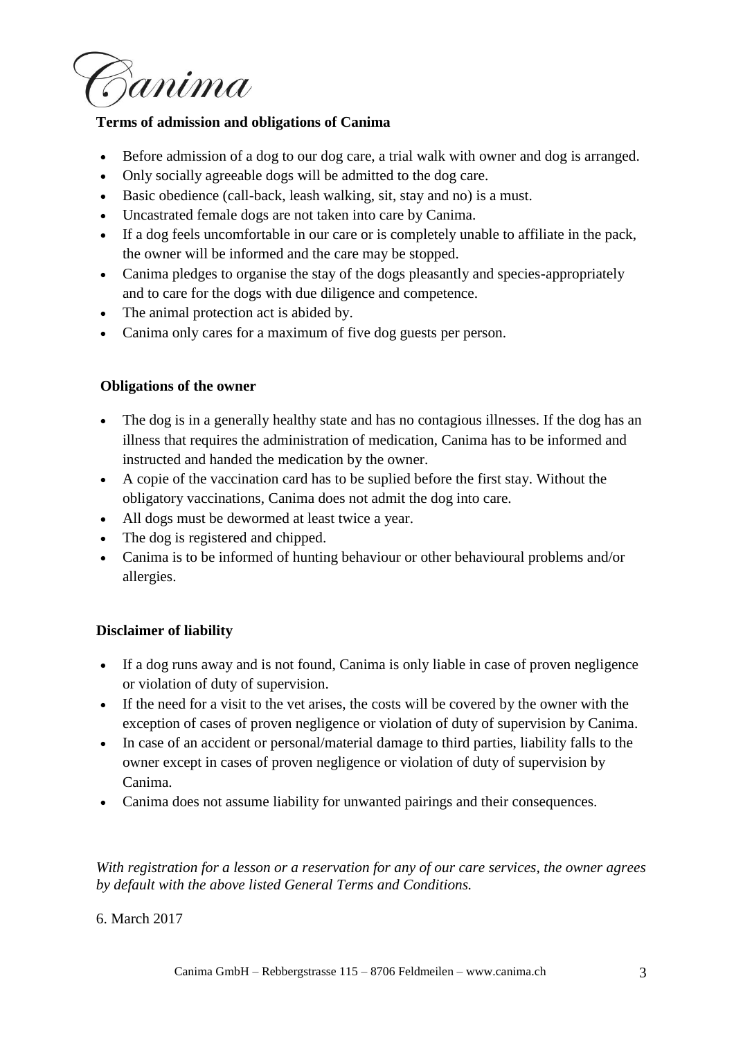Canima

## Terms of admission and obligations of Canima

- Before admission of a dog to our dog care, a trial walk with owner and dog is arranged.
- Only socially agreeable dogs will be admitted to the dog care.
- Basic obedience (call-back, leash walking, sit, stay and no) is a must.
- Uncastrated female dogs are not taken into care by Canima.
- If a dog feels uncomfortable in our care or is completely unable to affiliate in the pack, the owner will be informed and the care may be stopped.
- Canima pledges to organise the stay of the dogs pleasantly and species-appropriately and to care for the dogs with due diligence and competence.
- The animal protection act is abided by.
- Canima only cares for a maximum of five dog guests per person.

## Obligations of the owner

- The dog is in a generally healthy state and has no contagious illnesses. If the dog has an illness that requires the administration of medication, Canima has to be informed and instructed and handed the medication by the owner.
- A copie of the vaccination card has to be suplied before the first stay. Without the obligatory vaccinations, Canima does not admit the dog into care.
- All dogs must be dewormed at least twice a year.
- The dog is registered and chipped.
- Canima is to be informed of hunting behaviour or other behavioural problems and/or allergies.

## Disclaimer of liability

- If a dog runs away and is not found, Canima is only liable in case of proven negligence or violation of duty of supervision.
- If the need for a visit to the vet arises, the costs will be covered by the owner with the exception of cases of proven negligence or violation of duty of supervision by Canima.
- In case of an accident or personal/material damage to third parties, liability falls to the owner except in cases of proven negligence or violation of duty of supervision by Canima.
- Canima does not assume liability for unwanted pairings and their consequences.

*With registration for a lesson or a reservation for any of our care services, the owner agrees by default with the above listed General Terms and Conditions.*

6. March 2017

Canima GmbH – Rebbergstrasse 115 – 8706 Feldmeilen – www.canima.ch